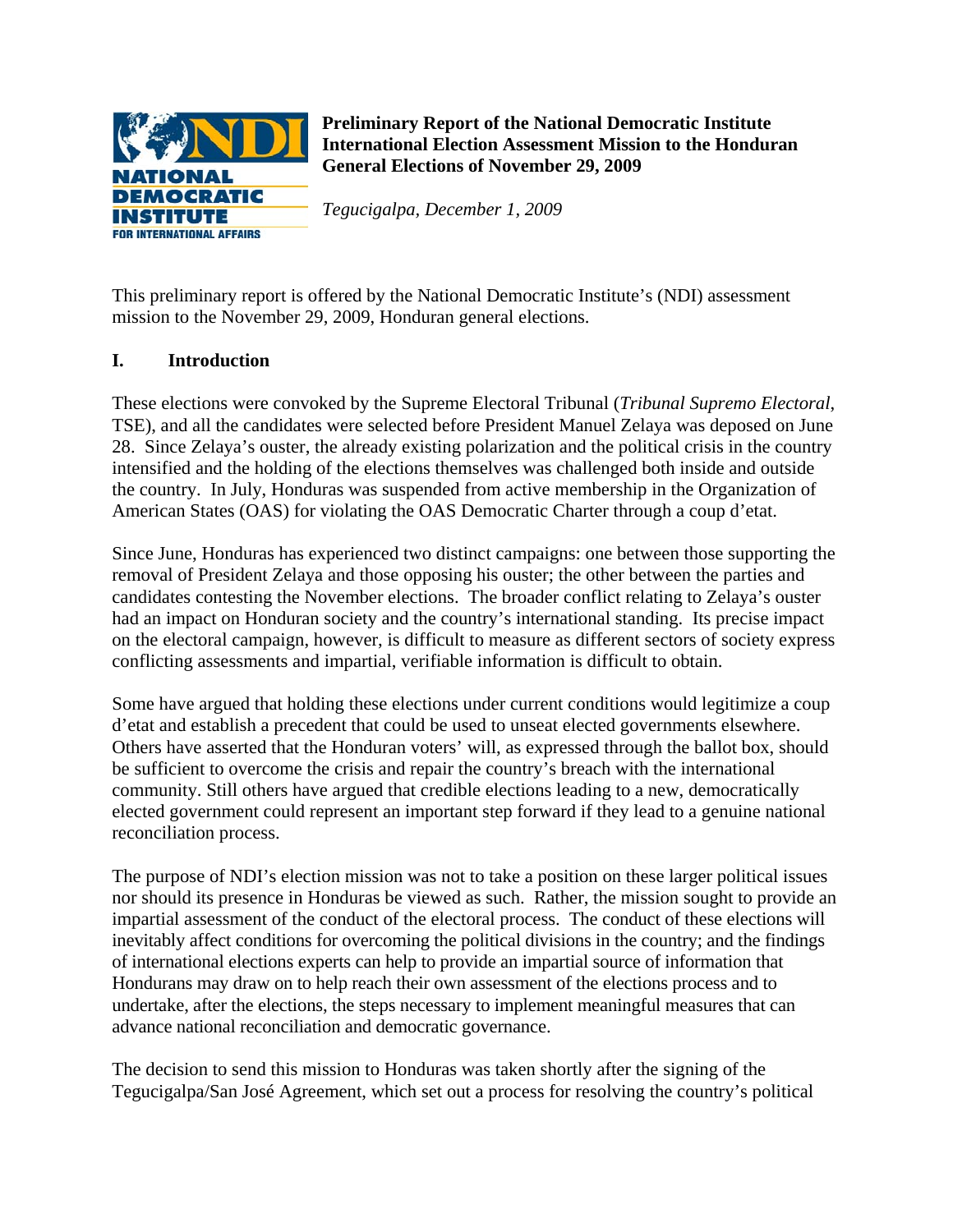**Preliminary Report of the National Democratic Institute International Election Assessment Mission to the Honduran General Elections of November 29, 2009**

*Tegucigalpa, December 1, 2009*

This preliminary report is offered by the National Democratic Institute's (NDI) assessment mission to the November 29, 2009, Honduran general elections.

## I. Introduction

These elections were convoked by the Supreme Electoral Tribunal (*Tribunal Supremo Electoral*, TSE), and all the candidates were selected before President Manuel Zelaya was deposed on June 28. Since Zelaya's ouster, the already existing polarization and the political crisis in the country intensified and the holding of the elections themselves was challenged both inside and outside the country. In July, Honduras was suspended from active membership in the Organization of American States (OAS) for violating the OAS Democratic Charter through a coup d'etat.

Since June, Honduras has experienced two distinct campaigns: one between those supporting the removal of President Zelaya and those opposing his ouster; the other between the parties and candidates contesting the November elections. The broader conflict relating to Zelaya's ouster had an impact on Honduran society and the country's international standing. Its precise impact on the electoral campaign, however, is difficult to measure as different sectors of society express conflicting assessments and impartial, verifiable information is difficult to obtain.

Some have argued that holding these elections under current conditions would legitimize a coup d'etat and establish a precedent that could be used to unseat elected governments elsewhere. Others have asserted that the Honduran voters' will, as expressed through the ballot box, should be sufficient to overcome the crisis and repair the country's breach with the international community. Still others have argued that credible elections leading to a new, democratically elected government could represent an important step forward if they lead to a genuine national reconciliation process.

The purpose of NDI's election mission was not to take a position on these larger political issues nor should its presence in Honduras be viewed as such. Rather, the mission sought to provide an impartial assessment of the conduct of the electoral process. The conduct of these elections will inevitably affect conditions for overcoming the political divisions in the country; and the findings of international elections experts can help to provide an impartial source of information that Hondurans may draw on to help reach their own assessment of the elections process and to undertake, after the elections, the steps necessary to implement meaningful measures that can advance national reconciliation and democratic governance.

The decision to send this mission to Honduras was taken shortly after the signing of the Tegucigalpa/San José Agreement, which set out a process for resolving the country's political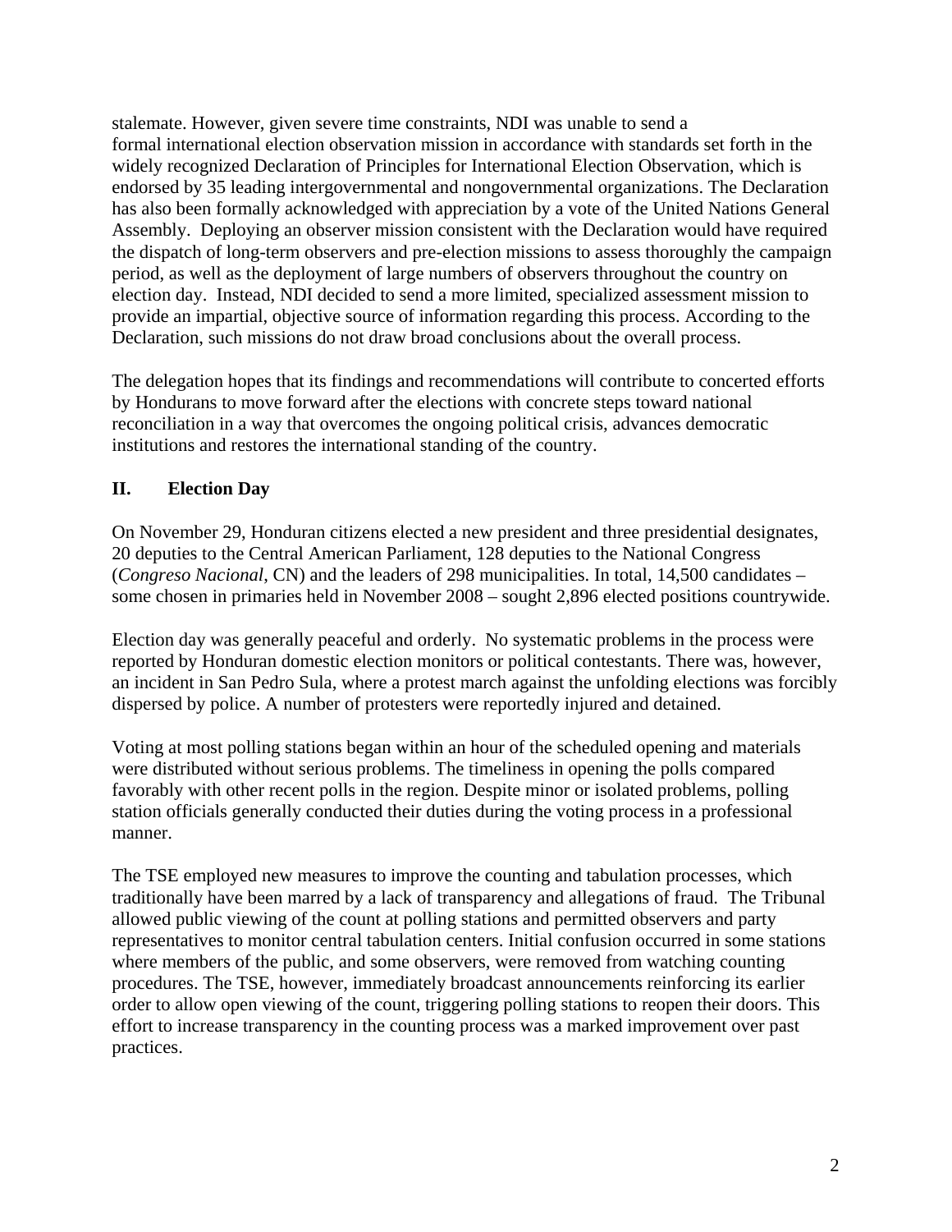stalemate. However, given severe time constraints, NDI was unable to send a formal international election observation mission in accordance with standards set forth in the widely recognized Declaration of Principles for International Election Observation, which is endorsed by 35 leading intergovernmental and nongovernmental organizations. The Declaration has also been formally acknowledged with appreciation by a vote of the United Nations General Assembly. Deploying an observer mission consistent with the Declaration would have required the dispatch of long-term observers and pre-election missions to assess thoroughly the campaign period, as well as the deployment of large numbers of observers throughout the country on election day. Instead, NDI decided to send a more limited, specialized assessment mission to provide an impartial, objective source of information regarding this process. According to the Declaration, such missions do not draw broad conclusions about the overall process.

The delegation hopes that its findings and recommendations will contribute to concerted efforts by Hondurans to move forward after the elections with concrete steps toward national reconciliation in a way that overcomes the ongoing political crisis, advances democratic institutions and restores the international standing of the country.

## II. Election Day

On November 29, Honduran citizens elected a new president and three presidential designates, 20 deputies to the Central American Parliament, 128 deputies to the National Congress (*Congreso Nacional*, CN) and the leaders of 298 municipalities. In total, 14,500 candidates – some chosen in primaries held in November 2008 – sought 2,896 elected positions countrywide.

Election day was generally peaceful and orderly. No systematic problems in the process were reported by Honduran domestic election monitors or political contestants. There was, however, an incident in San Pedro Sula, where a protest march against the unfolding elections was forcibly dispersed by police. A number of protesters were reportedly injured and detained.

Voting at most polling stations began within an hour of the scheduled opening and materials were distributed without serious problems. The timeliness in opening the polls compared favorably with other recent polls in the region. Despite minor or isolated problems, polling station officials generally conducted their duties during the voting process in a professional manner.

The TSE employed new measures to improve the counting and tabulation processes, which traditionally have been marred by a lack of transparency and allegations of fraud. The Tribunal allowed public viewing of the count at polling stations and permitted observers and party representatives to monitor central tabulation centers. Initial confusion occurred in some stations where members of the public, and some observers, were removed from watching counting procedures. The TSE, however, immediately broadcast announcements reinforcing its earlier order to allow open viewing of the count, triggering polling stations to reopen their doors. This effort to increase transparency in the counting process was a marked improvement over past practices.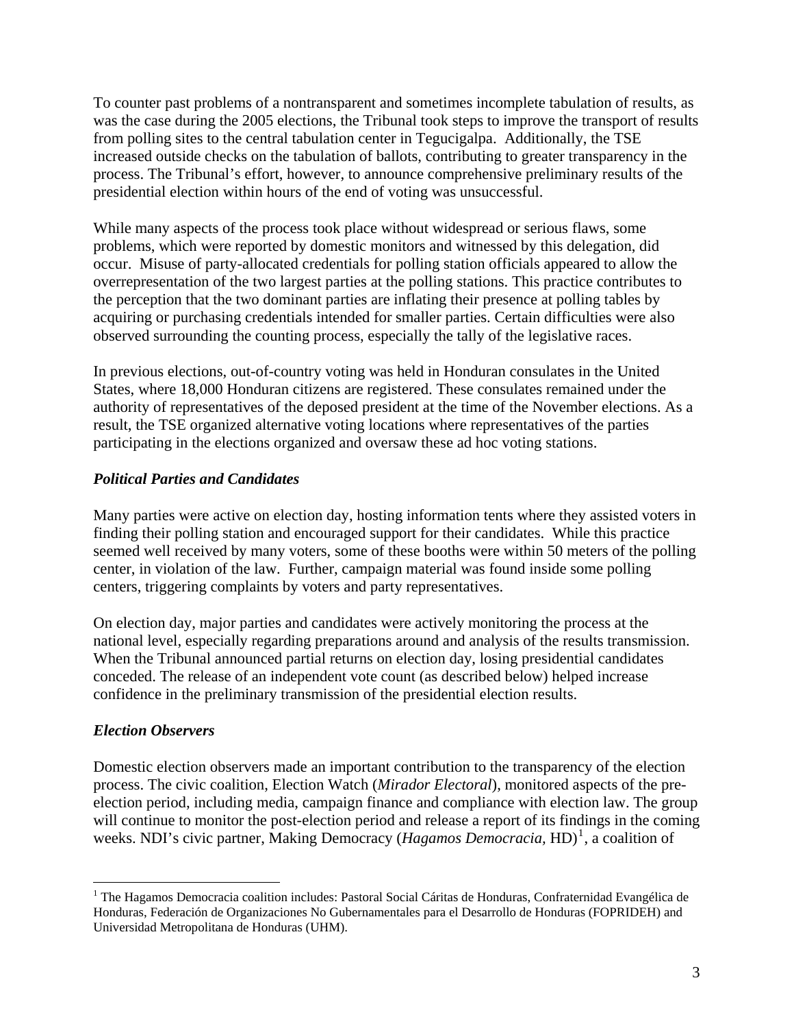To counter past problems of a nontransparent and sometimes incomplete tabulation of results, as was the case during the 2005 elections, the Tribunal took steps to improve the transport of results from polling sites to the central tabulation center in Tegucigalpa. Additionally, the TSE increased outside checks on the tabulation of ballots, contributing to greater transparency in the process. The Tribunal's effort, however, to announce comprehensive preliminary results of the presidential election within hours of the end of voting was unsuccessful.

While many aspects of the process took place without widespread or serious flaws, some problems, which were reported by domestic monitors and witnessed by this delegation, did occur. Misuse of party-allocated credentials for polling station officials appeared to allow the overrepresentation of the two largest parties at the polling stations. This practice contributes to the perception that the two dominant parties are inflating their presence at polling tables by acquiring or purchasing credentials intended for smaller parties. Certain difficulties were also observed surrounding the counting process, especially the tally of the legislative races.

In previous elections, out-of-country voting was held in Honduran consulates in the United States, where 18,000 Honduran citizens are registered. These consulates remained under the authority of representatives of the deposed president at the time of the November elections. As a result, the TSE organized alternative voting locations where representatives of the parties participating in the elections organized and oversaw these ad hoc voting stations.

### *Political Parties and Candidates*

Many parties were active on election day, hosting information tents where they assisted voters in finding their polling station and encouraged support for their candidates. While this practice seemed well received by many voters, some of these booths were within 50 meters of the polling center, in violation of the law. Further, campaign material was found inside some polling centers, triggering complaints by voters and party representatives.

On election day, major parties and candidates were actively monitoring the process at the national level, especially regarding preparations around and analysis of the results transmission. When the Tribunal announced partial returns on election day, losing presidential candidates conceded. The release of an independent vote count (as described below) helped increase confidence in the preliminary transmission of the presidential election results.

### *Election Observers*

Domestic election observers made an important contribution to the transparency of the election process. The civic coalition, Election Watch (*Mirador Electoral*), monitored aspects of the pre-election period, including media, campaign finance and compliance with election law. The group will continue to monitor the post-election period and release a report of its findings in the coming weeks. NDI's civic partner, Making Democracy (*Hagamos Democracia*, HD)[1], a coalition of

---

[1] The Hagamos Democracia coalition includes: Pastoral Social Cáritas de Honduras, Confraternidad Evangélica de Honduras, Federación de Organizaciones No Gubernamentales para el Desarrollo de Honduras (FOPRIDEH) and Universidad Metropolitana de Honduras (UHM).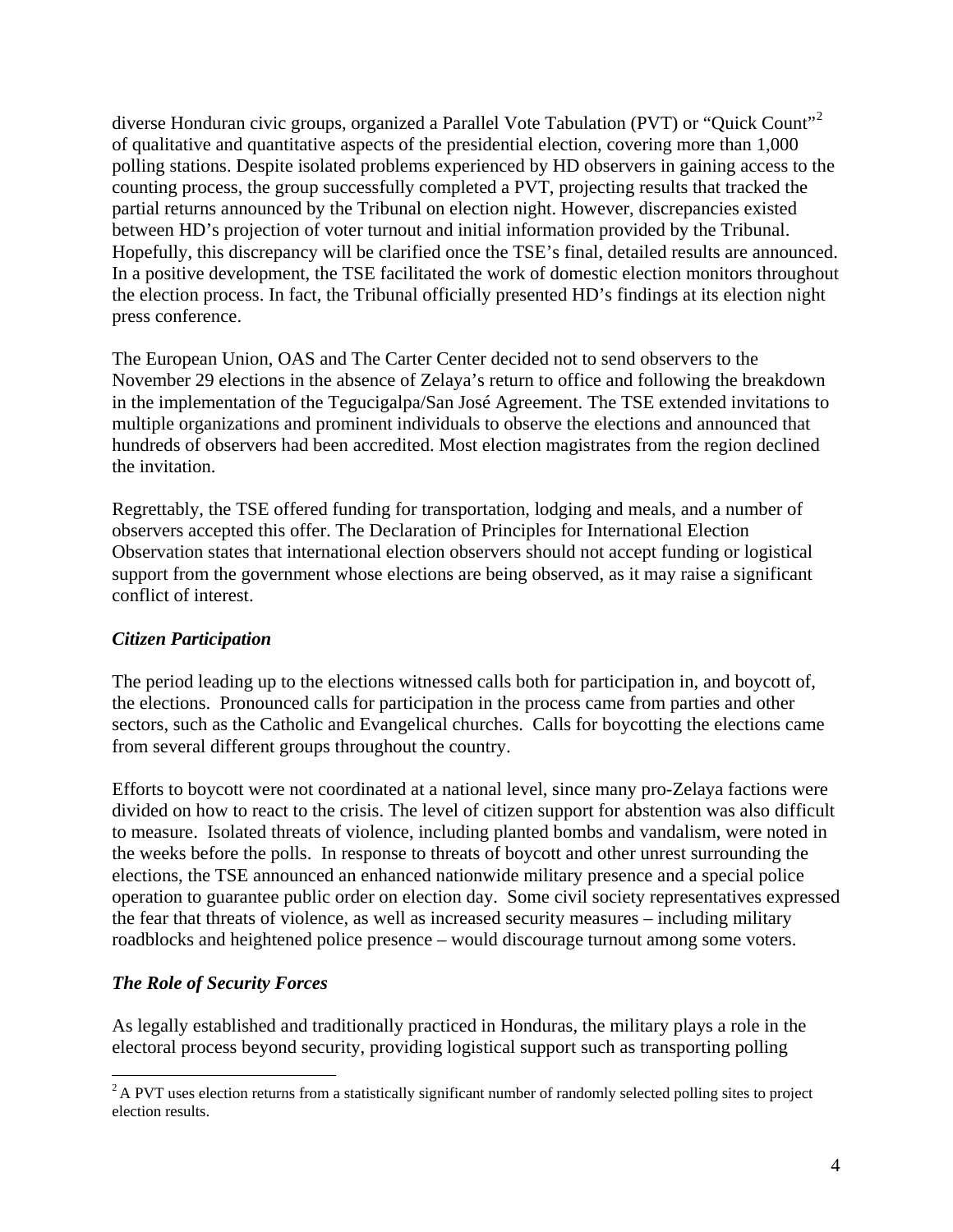diverse Honduran civic groups, organized a Parallel Vote Tabulation (PVT) or "Quick Count"[2] of qualitative and quantitative aspects of the presidential election, covering more than 1,000 polling stations. Despite isolated problems experienced by HD observers in gaining access to the counting process, the group successfully completed a PVT, projecting results that tracked the partial returns announced by the Tribunal on election night. However, discrepancies existed between HD's projection of voter turnout and initial information provided by the Tribunal. Hopefully, this discrepancy will be clarified once the TSE's final, detailed results are announced. In a positive development, the TSE facilitated the work of domestic election monitors throughout the election process. In fact, the Tribunal officially presented HD's findings at its election night press conference.

The European Union, OAS and The Carter Center decided not to send observers to the November 29 elections in the absence of Zelaya's return to office and following the breakdown in the implementation of the Tegucigalpa/San José Agreement. The TSE extended invitations to multiple organizations and prominent individuals to observe the elections and announced that hundreds of observers had been accredited. Most election magistrates from the region declined the invitation.

Regrettably, the TSE offered funding for transportation, lodging and meals, and a number of observers accepted this offer. The Declaration of Principles for International Election Observation states that international election observers should not accept funding or logistical support from the government whose elections are being observed, as it may raise a significant conflict of interest.

### *Citizen Participation*

The period leading up to the elections witnessed calls both for participation in, and boycott of, the elections. Pronounced calls for participation in the process came from parties and other sectors, such as the Catholic and Evangelical churches. Calls for boycotting the elections came from several different groups throughout the country.

Efforts to boycott were not coordinated at a national level, since many pro-Zelaya factions were divided on how to react to the crisis. The level of citizen support for abstention was also difficult to measure. Isolated threats of violence, including planted bombs and vandalism, were noted in the weeks before the polls. In response to threats of boycott and other unrest surrounding the elections, the TSE announced an enhanced nationwide military presence and a special police operation to guarantee public order on election day. Some civil society representatives expressed the fear that threats of violence, as well as increased security measures – including military roadblocks and heightened police presence – would discourage turnout among some voters.

### *The Role of Security Forces*

As legally established and traditionally practiced in Honduras, the military plays a role in the electoral process beyond security, providing logistical support such as transporting polling

[2] A PVT uses election returns from a statistically significant number of randomly selected polling sites to project election results.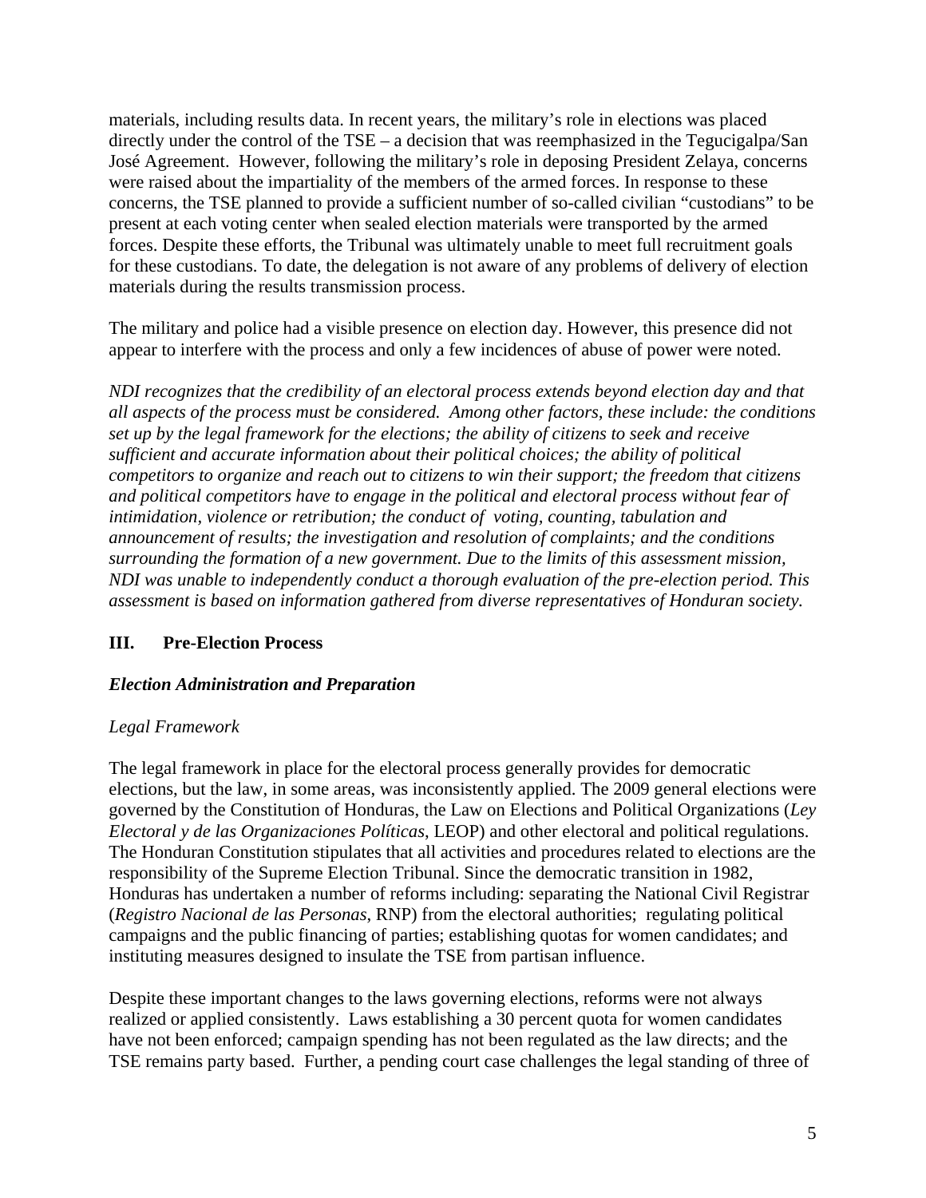materials, including results data. In recent years, the military's role in elections was placed directly under the control of the TSE – a decision that was reemphasized in the Tegucigalpa/San José Agreement. However, following the military's role in deposing President Zelaya, concerns were raised about the impartiality of the members of the armed forces. In response to these concerns, the TSE planned to provide a sufficient number of so-called civilian "custodians" to be present at each voting center when sealed election materials were transported by the armed forces. Despite these efforts, the Tribunal was ultimately unable to meet full recruitment goals for these custodians. To date, the delegation is not aware of any problems of delivery of election materials during the results transmission process.

The military and police had a visible presence on election day. However, this presence did not appear to interfere with the process and only a few incidences of abuse of power were noted.

*NDI recognizes that the credibility of an electoral process extends beyond election day and that all aspects of the process must be considered. Among other factors, these include: the conditions set up by the legal framework for the elections; the ability of citizens to seek and receive sufficient and accurate information about their political choices; the ability of political competitors to organize and reach out to citizens to win their support; the freedom that citizens and political competitors have to engage in the political and electoral process without fear of intimidation, violence or retribution; the conduct of voting, counting, tabulation and announcement of results; the investigation and resolution of complaints; and the conditions surrounding the formation of a new government. Due to the limits of this assessment mission, NDI was unable to independently conduct a thorough evaluation of the pre-election period. This assessment is based on information gathered from diverse representatives of Honduran society.*

## III. Pre-Election Process

### *Election Administration and Preparation*

#### *Legal Framework*

The legal framework in place for the electoral process generally provides for democratic elections, but the law, in some areas, was inconsistently applied. The 2009 general elections were governed by the Constitution of Honduras, the Law on Elections and Political Organizations (*Ley Electoral y de las Organizaciones Políticas*, LEOP) and other electoral and political regulations. The Honduran Constitution stipulates that all activities and procedures related to elections are the responsibility of the Supreme Election Tribunal. Since the democratic transition in 1982, Honduras has undertaken a number of reforms including: separating the National Civil Registrar (*Registro Nacional de las Personas*, RNP) from the electoral authorities; regulating political campaigns and the public financing of parties; establishing quotas for women candidates; and instituting measures designed to insulate the TSE from partisan influence.

Despite these important changes to the laws governing elections, reforms were not always realized or applied consistently. Laws establishing a 30 percent quota for women candidates have not been enforced; campaign spending has not been regulated as the law directs; and the TSE remains party based. Further, a pending court case challenges the legal standing of three of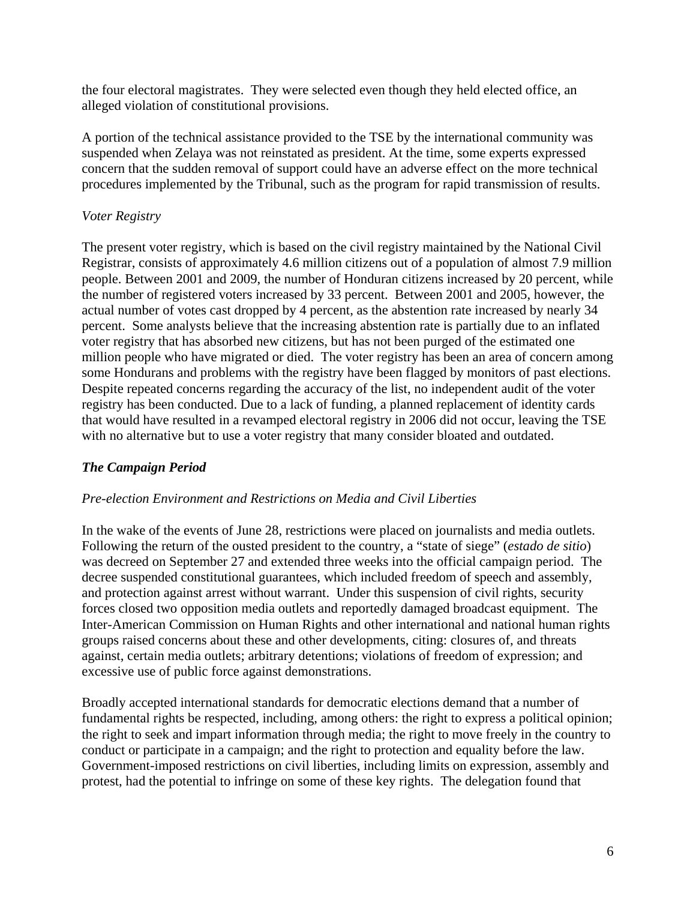the four electoral magistrates. They were selected even though they held elected office, an alleged violation of constitutional provisions.

A portion of the technical assistance provided to the TSE by the international community was suspended when Zelaya was not reinstated as president. At the time, some experts expressed concern that the sudden removal of support could have an adverse effect on the more technical procedures implemented by the Tribunal, such as the program for rapid transmission of results.

*Voter Registry*

The present voter registry, which is based on the civil registry maintained by the National Civil Registrar, consists of approximately 4.6 million citizens out of a population of almost 7.9 million people. Between 2001 and 2009, the number of Honduran citizens increased by 20 percent, while the number of registered voters increased by 33 percent. Between 2001 and 2005, however, the actual number of votes cast dropped by 4 percent, as the abstention rate increased by nearly 34 percent. Some analysts believe that the increasing abstention rate is partially due to an inflated voter registry that has absorbed new citizens, but has not been purged of the estimated one million people who have migrated or died. The voter registry has been an area of concern among some Hondurans and problems with the registry have been flagged by monitors of past elections. Despite repeated concerns regarding the accuracy of the list, no independent audit of the voter registry has been conducted. Due to a lack of funding, a planned replacement of identity cards that would have resulted in a revamped electoral registry in 2006 did not occur, leaving the TSE with no alternative but to use a voter registry that many consider bloated and outdated.

### *The Campaign Period*

*Pre-election Environment and Restrictions on Media and Civil Liberties*

In the wake of the events of June 28, restrictions were placed on journalists and media outlets. Following the return of the ousted president to the country, a "state of siege" (*estado de sitio*) was decreed on September 27 and extended three weeks into the official campaign period. The decree suspended constitutional guarantees, which included freedom of speech and assembly, and protection against arrest without warrant. Under this suspension of civil rights, security forces closed two opposition media outlets and reportedly damaged broadcast equipment. The Inter-American Commission on Human Rights and other international and national human rights groups raised concerns about these and other developments, citing: closures of, and threats against, certain media outlets; arbitrary detentions; violations of freedom of expression; and excessive use of public force against demonstrations.

Broadly accepted international standards for democratic elections demand that a number of fundamental rights be respected, including, among others: the right to express a political opinion; the right to seek and impart information through media; the right to move freely in the country to conduct or participate in a campaign; and the right to protection and equality before the law. Government-imposed restrictions on civil liberties, including limits on expression, assembly and protest, had the potential to infringe on some of these key rights. The delegation found that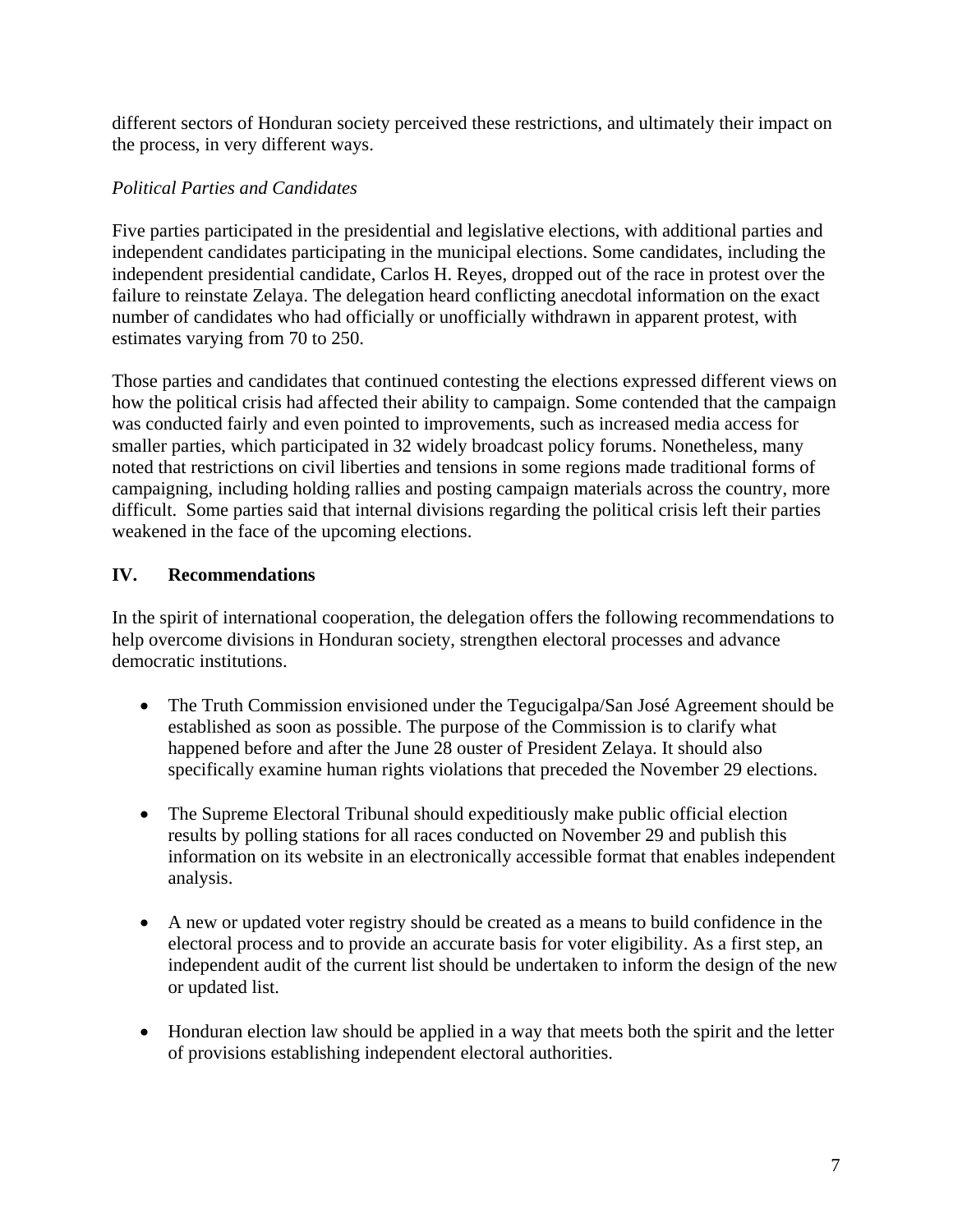different sectors of Honduran society perceived these restrictions, and ultimately their impact on the process, in very different ways.

*Political Parties and Candidates*

Five parties participated in the presidential and legislative elections, with additional parties and independent candidates participating in the municipal elections. Some candidates, including the independent presidential candidate, Carlos H. Reyes, dropped out of the race in protest over the failure to reinstate Zelaya. The delegation heard conflicting anecdotal information on the exact number of candidates who had officially or unofficially withdrawn in apparent protest, with estimates varying from 70 to 250.

Those parties and candidates that continued contesting the elections expressed different views on how the political crisis had affected their ability to campaign. Some contended that the campaign was conducted fairly and even pointed to improvements, such as increased media access for smaller parties, which participated in 32 widely broadcast policy forums. Nonetheless, many noted that restrictions on civil liberties and tensions in some regions made traditional forms of campaigning, including holding rallies and posting campaign materials across the country, more difficult. Some parties said that internal divisions regarding the political crisis left their parties weakened in the face of the upcoming elections.

## IV. Recommendations

In the spirit of international cooperation, the delegation offers the following recommendations to help overcome divisions in Honduran society, strengthen electoral processes and advance democratic institutions.

- The Truth Commission envisioned under the Tegucigalpa/San José Agreement should be established as soon as possible. The purpose of the Commission is to clarify what happened before and after the June 28 ouster of President Zelaya. It should also specifically examine human rights violations that preceded the November 29 elections.

- The Supreme Electoral Tribunal should expeditiously make public official election results by polling stations for all races conducted on November 29 and publish this information on its website in an electronically accessible format that enables independent analysis.

- A new or updated voter registry should be created as a means to build confidence in the electoral process and to provide an accurate basis for voter eligibility. As a first step, an independent audit of the current list should be undertaken to inform the design of the new or updated list.

- Honduran election law should be applied in a way that meets both the spirit and the letter of provisions establishing independent electoral authorities.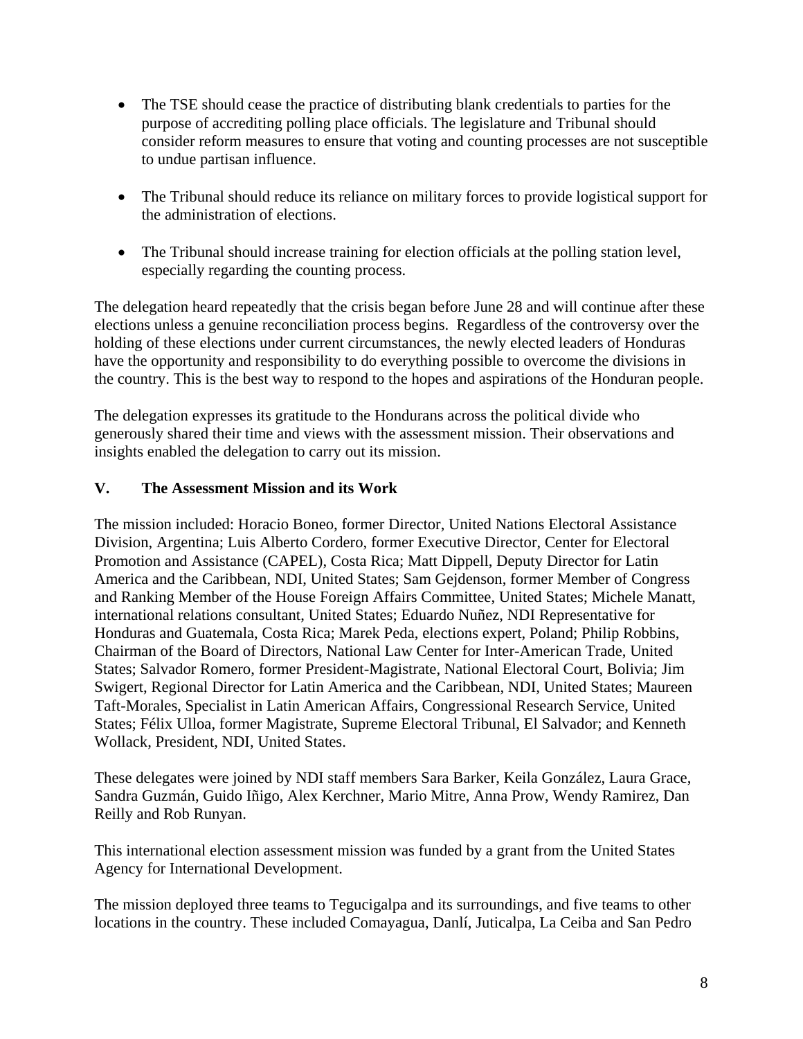- The TSE should cease the practice of distributing blank credentials to parties for the purpose of accrediting polling place officials. The legislature and Tribunal should consider reform measures to ensure that voting and counting processes are not susceptible to undue partisan influence.

- The Tribunal should reduce its reliance on military forces to provide logistical support for the administration of elections.

- The Tribunal should increase training for election officials at the polling station level, especially regarding the counting process.

The delegation heard repeatedly that the crisis began before June 28 and will continue after these elections unless a genuine reconciliation process begins. Regardless of the controversy over the holding of these elections under current circumstances, the newly elected leaders of Honduras have the opportunity and responsibility to do everything possible to overcome the divisions in the country. This is the best way to respond to the hopes and aspirations of the Honduran people.

The delegation expresses its gratitude to the Hondurans across the political divide who generously shared their time and views with the assessment mission. Their observations and insights enabled the delegation to carry out its mission.

## V. The Assessment Mission and its Work

The mission included: Horacio Boneo, former Director, United Nations Electoral Assistance Division, Argentina; Luis Alberto Cordero, former Executive Director, Center for Electoral Promotion and Assistance (CAPEL), Costa Rica; Matt Dippell, Deputy Director for Latin America and the Caribbean, NDI, United States; Sam Gejdenson, former Member of Congress and Ranking Member of the House Foreign Affairs Committee, United States; Michele Manatt, international relations consultant, United States; Eduardo Nuñez, NDI Representative for Honduras and Guatemala, Costa Rica; Marek Peda, elections expert, Poland; Philip Robbins, Chairman of the Board of Directors, National Law Center for Inter-American Trade, United States; Salvador Romero, former President-Magistrate, National Electoral Court, Bolivia; Jim Swigert, Regional Director for Latin America and the Caribbean, NDI, United States; Maureen Taft-Morales, Specialist in Latin American Affairs, Congressional Research Service, United States; Félix Ulloa, former Magistrate, Supreme Electoral Tribunal, El Salvador; and Kenneth Wollack, President, NDI, United States.

These delegates were joined by NDI staff members Sara Barker, Keila González, Laura Grace, Sandra Guzmán, Guido Iñigo, Alex Kerchner, Mario Mitre, Anna Prow, Wendy Ramirez, Dan Reilly and Rob Runyan.

This international election assessment mission was funded by a grant from the United States Agency for International Development.

The mission deployed three teams to Tegucigalpa and its surroundings, and five teams to other locations in the country. These included Comayagua, Danlí, Juticalpa, La Ceiba and San Pedro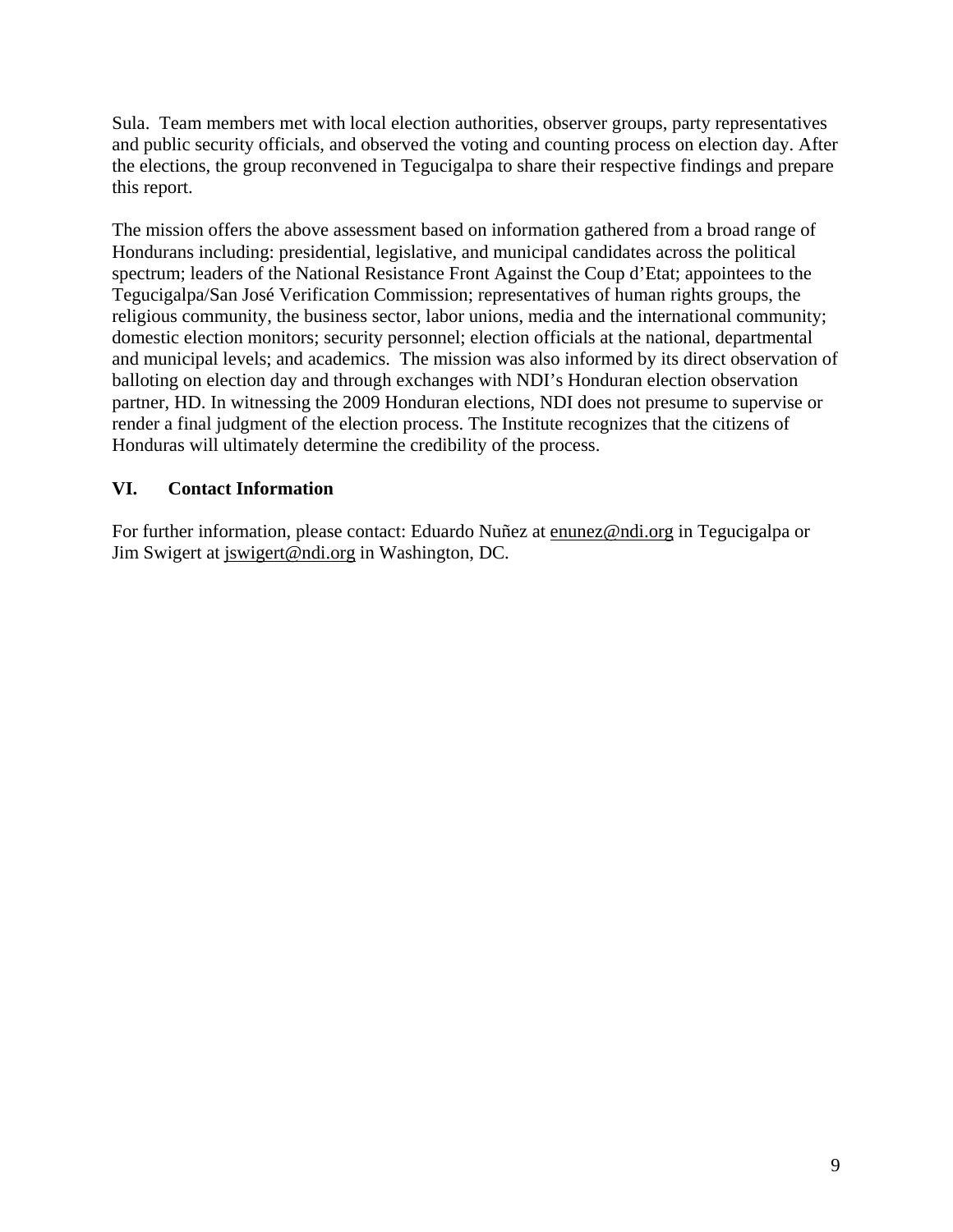Sula. Team members met with local election authorities, observer groups, party representatives and public security officials, and observed the voting and counting process on election day. After the elections, the group reconvened in Tegucigalpa to share their respective findings and prepare this report.

The mission offers the above assessment based on information gathered from a broad range of Hondurans including: presidential, legislative, and municipal candidates across the political spectrum; leaders of the National Resistance Front Against the Coup d'Etat; appointees to the Tegucigalpa/San José Verification Commission; representatives of human rights groups, the religious community, the business sector, labor unions, media and the international community; domestic election monitors; security personnel; election officials at the national, departmental and municipal levels; and academics. The mission was also informed by its direct observation of balloting on election day and through exchanges with NDI's Honduran election observation partner, HD. In witnessing the 2009 Honduran elections, NDI does not presume to supervise or render a final judgment of the election process. The Institute recognizes that the citizens of Honduras will ultimately determine the credibility of the process.

## VI. Contact Information

For further information, please contact: Eduardo Nuñez at enunez@ndi.org in Tegucigalpa or Jim Swigert at jswigert@ndi.org in Washington, DC.